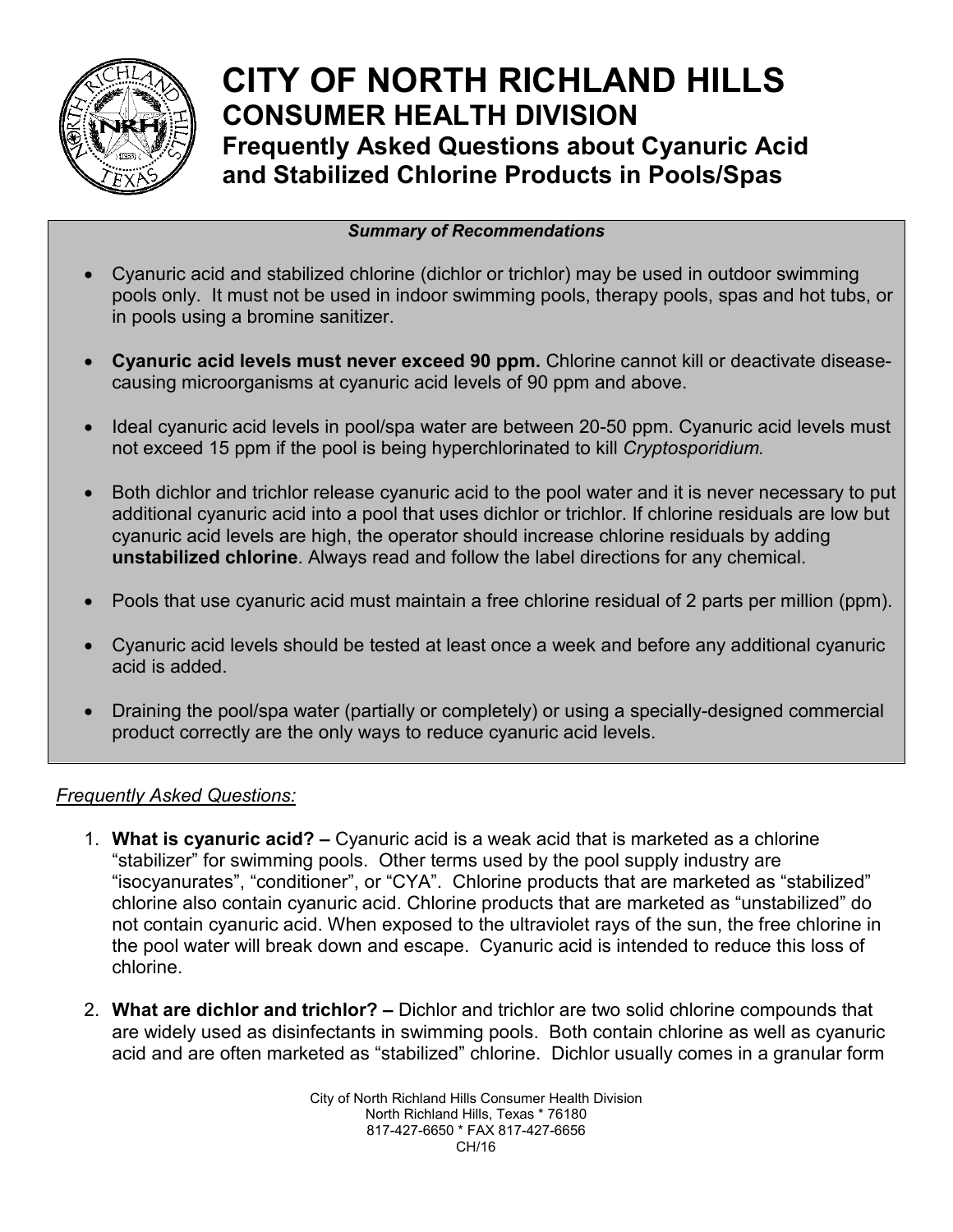# CITY OF NORTH RICHLAND HILLS

## CONSUMER HEALTH DIVISION

### Frequently Asked Questions about Cyanuric Acid and Stabilized Chlorine Products in Pools/Spas

***Summary of Recommendations***

- Cyanuric acid and stabilized chlorine (dichlor or trichlor) may be used in outdoor swimming pools only. It must not be used in indoor swimming pools, therapy pools, spas and hot tubs, or in pools using a bromine sanitizer.
- **Cyanuric acid levels must never exceed 90 ppm.** Chlorine cannot kill or deactivate disease-causing microorganisms at cyanuric acid levels of 90 ppm and above.
- Ideal cyanuric acid levels in pool/spa water are between 20-50 ppm. Cyanuric acid levels must not exceed 15 ppm if the pool is being hyperchlorinated to kill *Cryptosporidium.*
- Both dichlor and trichlor release cyanuric acid to the pool water and it is never necessary to put additional cyanuric acid into a pool that uses dichlor or trichlor. If chlorine residuals are low but cyanuric acid levels are high, the operator should increase chlorine residuals by adding **unstabilized chlorine**. Always read and follow the label directions for any chemical.
- Pools that use cyanuric acid must maintain a free chlorine residual of 2 parts per million (ppm).
- Cyanuric acid levels should be tested at least once a week and before any additional cyanuric acid is added.
- Draining the pool/spa water (partially or completely) or using a specially-designed commercial product correctly are the only ways to reduce cyanuric acid levels.

<u>*Frequently Asked Questions:*</u>

1. **What is cyanuric acid? –** Cyanuric acid is a weak acid that is marketed as a chlorine "stabilizer" for swimming pools. Other terms used by the pool supply industry are "isocyanurates", "conditioner", or "CYA". Chlorine products that are marketed as "stabilized" chlorine also contain cyanuric acid. Chlorine products that are marketed as "unstabilized" do not contain cyanuric acid. When exposed to the ultraviolet rays of the sun, the free chlorine in the pool water will break down and escape. Cyanuric acid is intended to reduce this loss of chlorine.

2. **What are dichlor and trichlor? –** Dichlor and trichlor are two solid chlorine compounds that are widely used as disinfectants in swimming pools. Both contain chlorine as well as cyanuric acid and are often marketed as "stabilized" chlorine. Dichlor usually comes in a granular form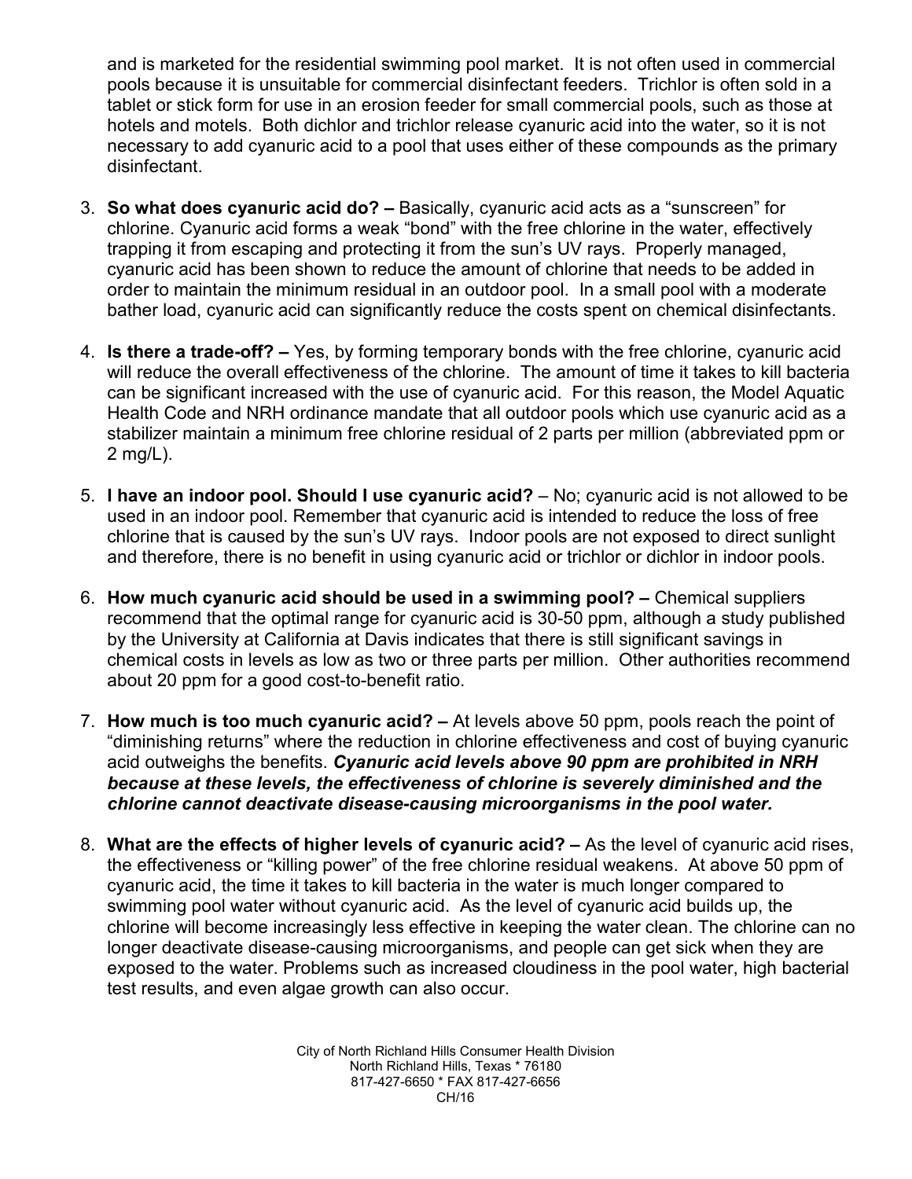and is marketed for the residential swimming pool market. It is not often used in commercial pools because it is unsuitable for commercial disinfectant feeders. Trichlor is often sold in a tablet or stick form for use in an erosion feeder for small commercial pools, such as those at hotels and motels. Both dichlor and trichlor release cyanuric acid into the water, so it is not necessary to add cyanuric acid to a pool that uses either of these compounds as the primary disinfectant.

3. **So what does cyanuric acid do? –** Basically, cyanuric acid acts as a "sunscreen" for chlorine. Cyanuric acid forms a weak "bond" with the free chlorine in the water, effectively trapping it from escaping and protecting it from the sun's UV rays. Properly managed, cyanuric acid has been shown to reduce the amount of chlorine that needs to be added in order to maintain the minimum residual in an outdoor pool. In a small pool with a moderate bather load, cyanuric acid can significantly reduce the costs spent on chemical disinfectants.

4. **Is there a trade-off? –** Yes, by forming temporary bonds with the free chlorine, cyanuric acid will reduce the overall effectiveness of the chlorine. The amount of time it takes to kill bacteria can be significant increased with the use of cyanuric acid. For this reason, the Model Aquatic Health Code and NRH ordinance mandate that all outdoor pools which use cyanuric acid as a stabilizer maintain a minimum free chlorine residual of 2 parts per million (abbreviated ppm or 2 mg/L).

5. **I have an indoor pool. Should I use cyanuric acid?** – No; cyanuric acid is not allowed to be used in an indoor pool. Remember that cyanuric acid is intended to reduce the loss of free chlorine that is caused by the sun's UV rays. Indoor pools are not exposed to direct sunlight and therefore, there is no benefit in using cyanuric acid or trichlor or dichlor in indoor pools.

6. **How much cyanuric acid should be used in a swimming pool? –** Chemical suppliers recommend that the optimal range for cyanuric acid is 30-50 ppm, although a study published by the University at California at Davis indicates that there is still significant savings in chemical costs in levels as low as two or three parts per million. Other authorities recommend about 20 ppm for a good cost-to-benefit ratio.

7. **How much is too much cyanuric acid? –** At levels above 50 ppm, pools reach the point of "diminishing returns" where the reduction in chlorine effectiveness and cost of buying cyanuric acid outweighs the benefits. ***Cyanuric acid levels above 90 ppm are prohibited in NRH because at these levels, the effectiveness of chlorine is severely diminished and the chlorine cannot deactivate disease-causing microorganisms in the pool water.***

8. **What are the effects of higher levels of cyanuric acid? –** As the level of cyanuric acid rises, the effectiveness or "killing power" of the free chlorine residual weakens. At above 50 ppm of cyanuric acid, the time it takes to kill bacteria in the water is much longer compared to swimming pool water without cyanuric acid. As the level of cyanuric acid builds up, the chlorine will become increasingly less effective in keeping the water clean. The chlorine can no longer deactivate disease-causing microorganisms, and people can get sick when they are exposed to the water. Problems such as increased cloudiness in the pool water, high bacterial test results, and even algae growth can also occur.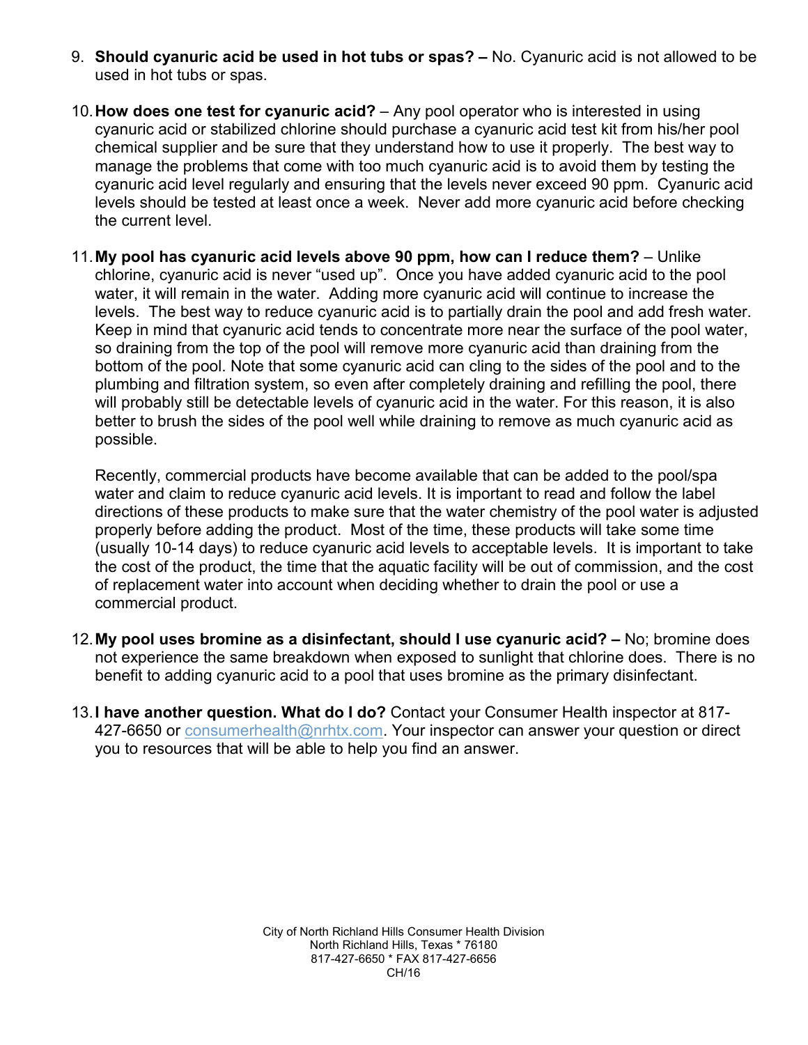9. **Should cyanuric acid be used in hot tubs or spas? –** No. Cyanuric acid is not allowed to be used in hot tubs or spas.

10. **How does one test for cyanuric acid?** – Any pool operator who is interested in using cyanuric acid or stabilized chlorine should purchase a cyanuric acid test kit from his/her pool chemical supplier and be sure that they understand how to use it properly. The best way to manage the problems that come with too much cyanuric acid is to avoid them by testing the cyanuric acid level regularly and ensuring that the levels never exceed 90 ppm. Cyanuric acid levels should be tested at least once a week. Never add more cyanuric acid before checking the current level.

11. **My pool has cyanuric acid levels above 90 ppm, how can I reduce them?** – Unlike chlorine, cyanuric acid is never "used up". Once you have added cyanuric acid to the pool water, it will remain in the water. Adding more cyanuric acid will continue to increase the levels. The best way to reduce cyanuric acid is to partially drain the pool and add fresh water. Keep in mind that cyanuric acid tends to concentrate more near the surface of the pool water, so draining from the top of the pool will remove more cyanuric acid than draining from the bottom of the pool. Note that some cyanuric acid can cling to the sides of the pool and to the plumbing and filtration system, so even after completely draining and refilling the pool, there will probably still be detectable levels of cyanuric acid in the water. For this reason, it is also better to brush the sides of the pool well while draining to remove as much cyanuric acid as possible.

    Recently, commercial products have become available that can be added to the pool/spa water and claim to reduce cyanuric acid levels. It is important to read and follow the label directions of these products to make sure that the water chemistry of the pool water is adjusted properly before adding the product. Most of the time, these products will take some time (usually 10-14 days) to reduce cyanuric acid levels to acceptable levels. It is important to take the cost of the product, the time that the aquatic facility will be out of commission, and the cost of replacement water into account when deciding whether to drain the pool or use a commercial product.

12. **My pool uses bromine as a disinfectant, should I use cyanuric acid? –** No; bromine does not experience the same breakdown when exposed to sunlight that chlorine does. There is no benefit to adding cyanuric acid to a pool that uses bromine as the primary disinfectant.

13. **I have another question. What do I do?** Contact your Consumer Health inspector at 817-427-6650 or consumerhealth@nrhtx.com. Your inspector can answer your question or direct you to resources that will be able to help you find an answer.

City of North Richland Hills Consumer Health Division
North Richland Hills, Texas * 76180
817-427-6650 * FAX 817-427-6656
CH/16